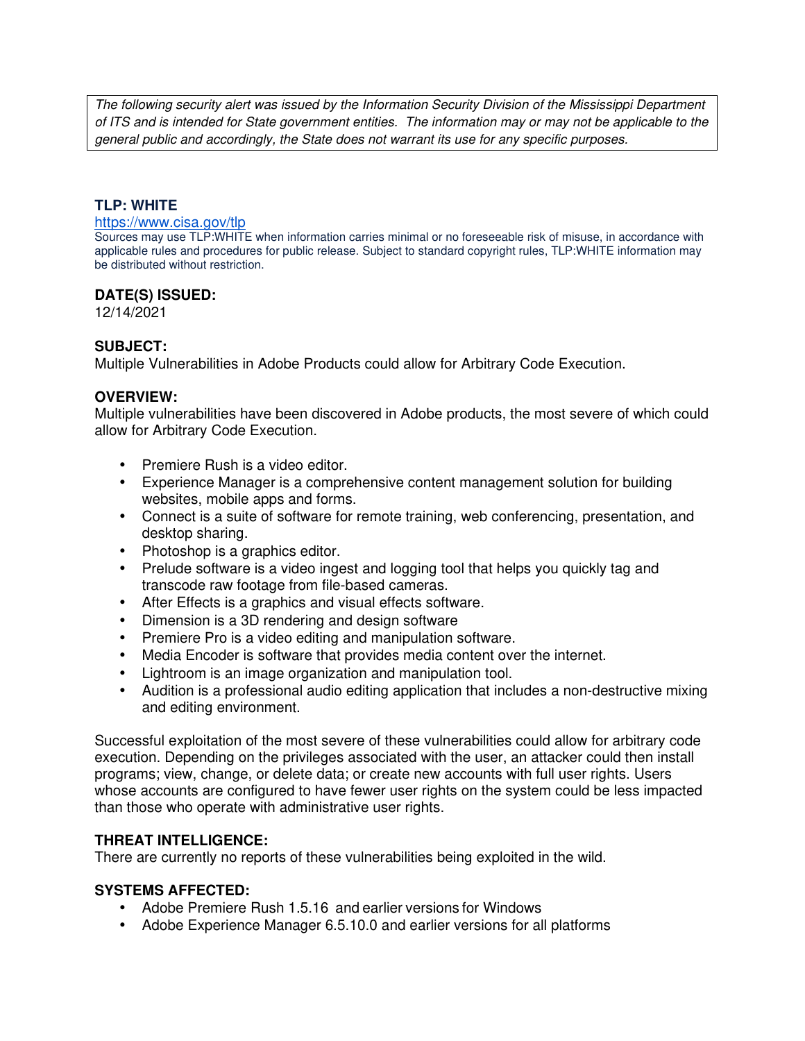*The following security alert was issued by the Information Security Division of the Mississippi Department of ITS and is intended for State government entities. The information may or may not be applicable to the general public and accordingly, the State does not warrant its use for any specific purposes.*

**TLP: WHITE**

https://www.cisa.gov/tlp

Sources may use TLP:WHITE when information carries minimal or no foreseeable risk of misuse, in accordance with applicable rules and procedures for public release. Subject to standard copyright rules, TLP:WHITE information may be distributed without restriction.

**DATE(S) ISSUED:**

12/14/2021

**SUBJECT:**

Multiple Vulnerabilities in Adobe Products could allow for Arbitrary Code Execution.

**OVERVIEW:**

Multiple vulnerabilities have been discovered in Adobe products, the most severe of which could allow for Arbitrary Code Execution.

- Premiere Rush is a video editor.
- Experience Manager is a comprehensive content management solution for building websites, mobile apps and forms.
- Connect is a suite of software for remote training, web conferencing, presentation, and desktop sharing.
- Photoshop is a graphics editor.
- Prelude software is a video ingest and logging tool that helps you quickly tag and transcode raw footage from file-based cameras.
- After Effects is a graphics and visual effects software.
- Dimension is a 3D rendering and design software
- Premiere Pro is a video editing and manipulation software.
- Media Encoder is software that provides media content over the internet.
- Lightroom is an image organization and manipulation tool.
- Audition is a professional audio editing application that includes a non-destructive mixing and editing environment.

Successful exploitation of the most severe of these vulnerabilities could allow for arbitrary code execution. Depending on the privileges associated with the user, an attacker could then install programs; view, change, or delete data; or create new accounts with full user rights. Users whose accounts are configured to have fewer user rights on the system could be less impacted than those who operate with administrative user rights.

**THREAT INTELLIGENCE:**

There are currently no reports of these vulnerabilities being exploited in the wild.

**SYSTEMS AFFECTED:**

- Adobe Premiere Rush 1.5.16 and earlier versions for Windows
- Adobe Experience Manager 6.5.10.0 and earlier versions for all platforms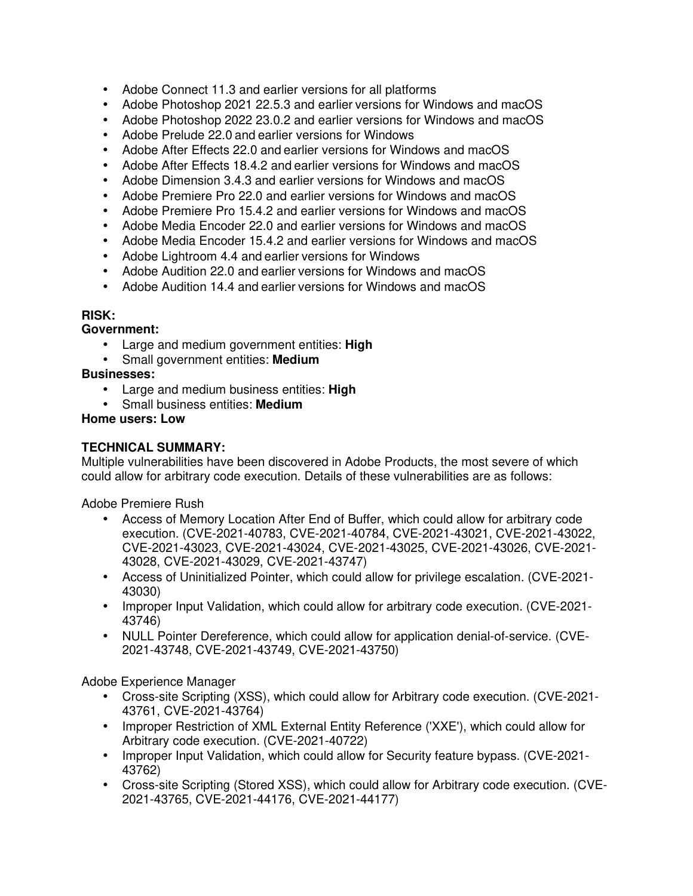- Adobe Connect 11.3 and earlier versions for all platforms
- Adobe Photoshop 2021 22.5.3 and earlier versions for Windows and macOS
- Adobe Photoshop 2022 23.0.2 and earlier versions for Windows and macOS
- Adobe Prelude 22.0 and earlier versions for Windows
- Adobe After Effects 22.0 and earlier versions for Windows and macOS
- Adobe After Effects 18.4.2 and earlier versions for Windows and macOS
- Adobe Dimension 3.4.3 and earlier versions for Windows and macOS
- Adobe Premiere Pro 22.0 and earlier versions for Windows and macOS
- Adobe Premiere Pro 15.4.2 and earlier versions for Windows and macOS
- Adobe Media Encoder 22.0 and earlier versions for Windows and macOS
- Adobe Media Encoder 15.4.2 and earlier versions for Windows and macOS
- Adobe Lightroom 4.4 and earlier versions for Windows
- Adobe Audition 22.0 and earlier versions for Windows and macOS
- Adobe Audition 14.4 and earlier versions for Windows and macOS

**RISK:**

**Government:**

- Large and medium government entities: **High**
- Small government entities: **Medium**

**Businesses:**

- Large and medium business entities: **High**
- Small business entities: **Medium**

**Home users: Low**

**TECHNICAL SUMMARY:**

Multiple vulnerabilities have been discovered in Adobe Products, the most severe of which could allow for arbitrary code execution. Details of these vulnerabilities are as follows:

Adobe Premiere Rush

- Access of Memory Location After End of Buffer, which could allow for arbitrary code execution. (CVE-2021-40783, CVE-2021-40784, CVE-2021-43021, CVE-2021-43022, CVE-2021-43023, CVE-2021-43024, CVE-2021-43025, CVE-2021-43026, CVE-2021-43028, CVE-2021-43029, CVE-2021-43747)
- Access of Uninitialized Pointer, which could allow for privilege escalation. (CVE-2021-43030)
- Improper Input Validation, which could allow for arbitrary code execution. (CVE-2021-43746)
- NULL Pointer Dereference, which could allow for application denial-of-service. (CVE-2021-43748, CVE-2021-43749, CVE-2021-43750)

Adobe Experience Manager

- Cross-site Scripting (XSS), which could allow for Arbitrary code execution. (CVE-2021-43761, CVE-2021-43764)
- Improper Restriction of XML External Entity Reference ('XXE'), which could allow for Arbitrary code execution. (CVE-2021-40722)
- Improper Input Validation, which could allow for Security feature bypass. (CVE-2021-43762)
- Cross-site Scripting (Stored XSS), which could allow for Arbitrary code execution. (CVE-2021-43765, CVE-2021-44176, CVE-2021-44177)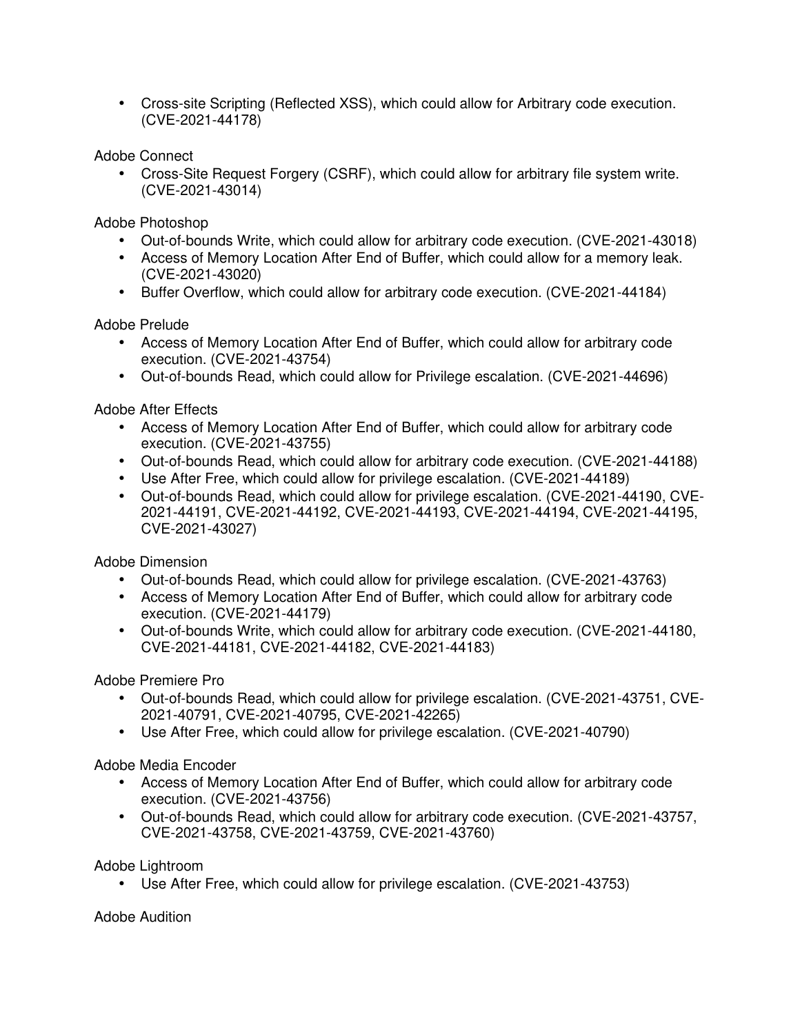- Cross-site Scripting (Reflected XSS), which could allow for Arbitrary code execution. (CVE-2021-44178)

Adobe Connect

- Cross-Site Request Forgery (CSRF), which could allow for arbitrary file system write. (CVE-2021-43014)

Adobe Photoshop

- Out-of-bounds Write, which could allow for arbitrary code execution. (CVE-2021-43018)
- Access of Memory Location After End of Buffer, which could allow for a memory leak. (CVE-2021-43020)
- Buffer Overflow, which could allow for arbitrary code execution. (CVE-2021-44184)

Adobe Prelude

- Access of Memory Location After End of Buffer, which could allow for arbitrary code execution. (CVE-2021-43754)
- Out-of-bounds Read, which could allow for Privilege escalation. (CVE-2021-44696)

Adobe After Effects

- Access of Memory Location After End of Buffer, which could allow for arbitrary code execution. (CVE-2021-43755)
- Out-of-bounds Read, which could allow for arbitrary code execution. (CVE-2021-44188)
- Use After Free, which could allow for privilege escalation. (CVE-2021-44189)
- Out-of-bounds Read, which could allow for privilege escalation. (CVE-2021-44190, CVE-2021-44191, CVE-2021-44192, CVE-2021-44193, CVE-2021-44194, CVE-2021-44195, CVE-2021-43027)

Adobe Dimension

- Out-of-bounds Read, which could allow for privilege escalation. (CVE-2021-43763)
- Access of Memory Location After End of Buffer, which could allow for arbitrary code execution. (CVE-2021-44179)
- Out-of-bounds Write, which could allow for arbitrary code execution. (CVE-2021-44180, CVE-2021-44181, CVE-2021-44182, CVE-2021-44183)

Adobe Premiere Pro

- Out-of-bounds Read, which could allow for privilege escalation. (CVE-2021-43751, CVE-2021-40791, CVE-2021-40795, CVE-2021-42265)
- Use After Free, which could allow for privilege escalation. (CVE-2021-40790)

Adobe Media Encoder

- Access of Memory Location After End of Buffer, which could allow for arbitrary code execution. (CVE-2021-43756)
- Out-of-bounds Read, which could allow for arbitrary code execution. (CVE-2021-43757, CVE-2021-43758, CVE-2021-43759, CVE-2021-43760)

Adobe Lightroom

- Use After Free, which could allow for privilege escalation. (CVE-2021-43753)

Adobe Audition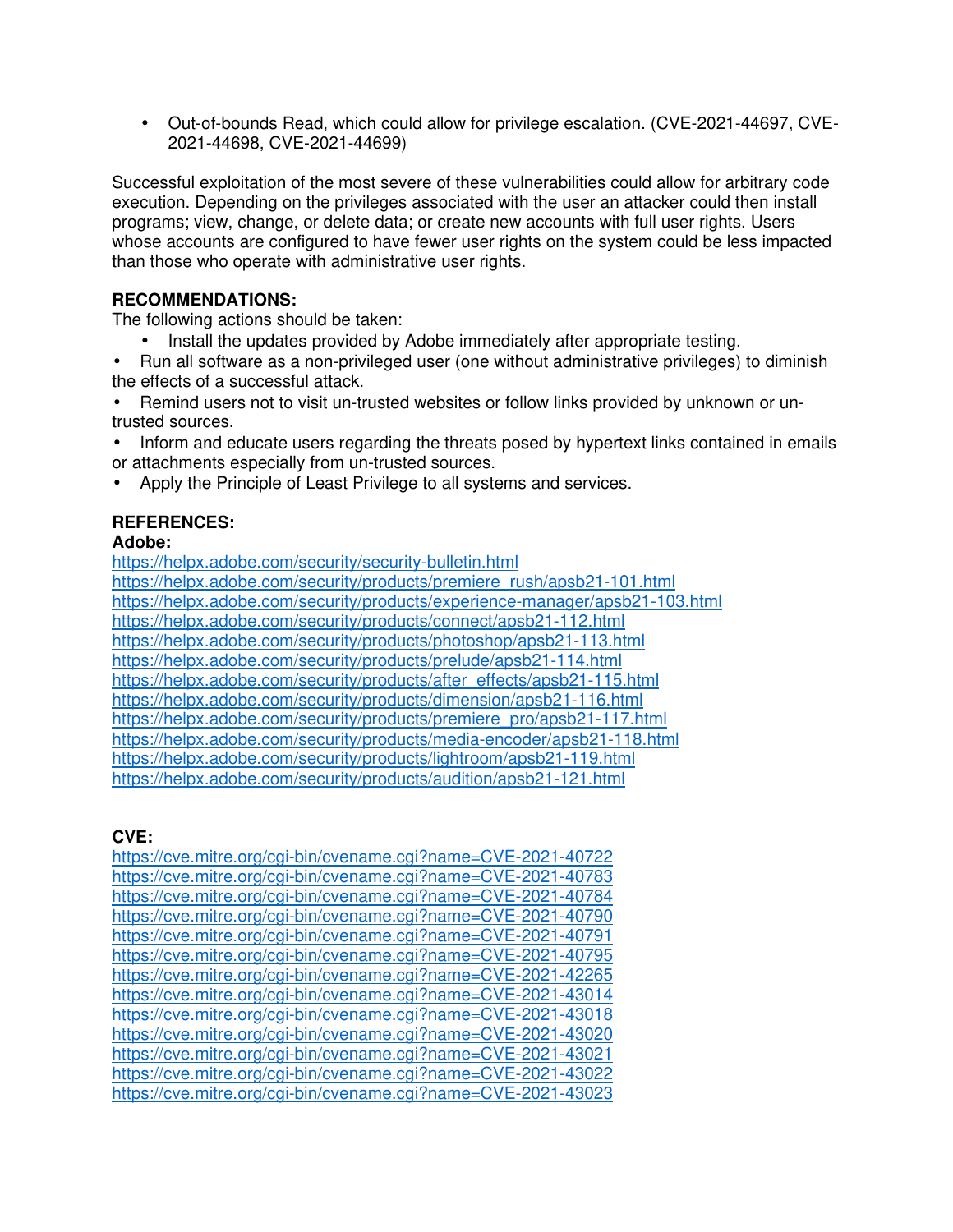- Out-of-bounds Read, which could allow for privilege escalation. (CVE-2021-44697, CVE-2021-44698, CVE-2021-44699)

Successful exploitation of the most severe of these vulnerabilities could allow for arbitrary code execution. Depending on the privileges associated with the user an attacker could then install programs; view, change, or delete data; or create new accounts with full user rights. Users whose accounts are configured to have fewer user rights on the system could be less impacted than those who operate with administrative user rights.

**RECOMMENDATIONS:**
The following actions should be taken:

- Install the updates provided by Adobe immediately after appropriate testing.
- Run all software as a non-privileged user (one without administrative privileges) to diminish the effects of a successful attack.
- Remind users not to visit un-trusted websites or follow links provided by unknown or un-trusted sources.
- Inform and educate users regarding the threats posed by hypertext links contained in emails or attachments especially from un-trusted sources.
- Apply the Principle of Least Privilege to all systems and services.

**REFERENCES:**
**Adobe:**
https://helpx.adobe.com/security/security-bulletin.html
https://helpx.adobe.com/security/products/premiere_rush/apsb21-101.html
https://helpx.adobe.com/security/products/experience-manager/apsb21-103.html
https://helpx.adobe.com/security/products/connect/apsb21-112.html
https://helpx.adobe.com/security/products/photoshop/apsb21-113.html
https://helpx.adobe.com/security/products/prelude/apsb21-114.html
https://helpx.adobe.com/security/products/after_effects/apsb21-115.html
https://helpx.adobe.com/security/products/dimension/apsb21-116.html
https://helpx.adobe.com/security/products/premiere_pro/apsb21-117.html
https://helpx.adobe.com/security/products/media-encoder/apsb21-118.html
https://helpx.adobe.com/security/products/lightroom/apsb21-119.html
https://helpx.adobe.com/security/products/audition/apsb21-121.html

**CVE:**
https://cve.mitre.org/cgi-bin/cvename.cgi?name=CVE-2021-40722
https://cve.mitre.org/cgi-bin/cvename.cgi?name=CVE-2021-40783
https://cve.mitre.org/cgi-bin/cvename.cgi?name=CVE-2021-40784
https://cve.mitre.org/cgi-bin/cvename.cgi?name=CVE-2021-40790
https://cve.mitre.org/cgi-bin/cvename.cgi?name=CVE-2021-40791
https://cve.mitre.org/cgi-bin/cvename.cgi?name=CVE-2021-40795
https://cve.mitre.org/cgi-bin/cvename.cgi?name=CVE-2021-42265
https://cve.mitre.org/cgi-bin/cvename.cgi?name=CVE-2021-43014
https://cve.mitre.org/cgi-bin/cvename.cgi?name=CVE-2021-43018
https://cve.mitre.org/cgi-bin/cvename.cgi?name=CVE-2021-43020
https://cve.mitre.org/cgi-bin/cvename.cgi?name=CVE-2021-43021
https://cve.mitre.org/cgi-bin/cvename.cgi?name=CVE-2021-43022
https://cve.mitre.org/cgi-bin/cvename.cgi?name=CVE-2021-43023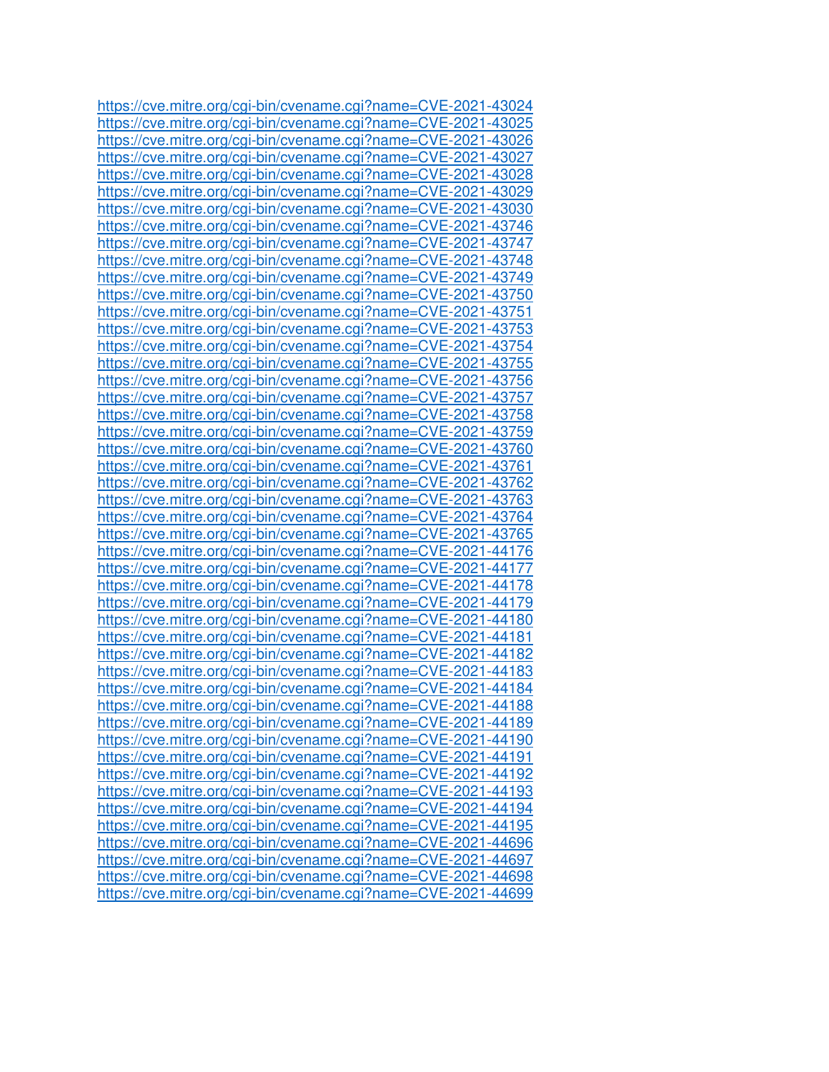https://cve.mitre.org/cgi-bin/cvename.cgi?name=CVE-2021-43024
https://cve.mitre.org/cgi-bin/cvename.cgi?name=CVE-2021-43025
https://cve.mitre.org/cgi-bin/cvename.cgi?name=CVE-2021-43026
https://cve.mitre.org/cgi-bin/cvename.cgi?name=CVE-2021-43027
https://cve.mitre.org/cgi-bin/cvename.cgi?name=CVE-2021-43028
https://cve.mitre.org/cgi-bin/cvename.cgi?name=CVE-2021-43029
https://cve.mitre.org/cgi-bin/cvename.cgi?name=CVE-2021-43030
https://cve.mitre.org/cgi-bin/cvename.cgi?name=CVE-2021-43746
https://cve.mitre.org/cgi-bin/cvename.cgi?name=CVE-2021-43747
https://cve.mitre.org/cgi-bin/cvename.cgi?name=CVE-2021-43748
https://cve.mitre.org/cgi-bin/cvename.cgi?name=CVE-2021-43749
https://cve.mitre.org/cgi-bin/cvename.cgi?name=CVE-2021-43750
https://cve.mitre.org/cgi-bin/cvename.cgi?name=CVE-2021-43751
https://cve.mitre.org/cgi-bin/cvename.cgi?name=CVE-2021-43753
https://cve.mitre.org/cgi-bin/cvename.cgi?name=CVE-2021-43754
https://cve.mitre.org/cgi-bin/cvename.cgi?name=CVE-2021-43755
https://cve.mitre.org/cgi-bin/cvename.cgi?name=CVE-2021-43756
https://cve.mitre.org/cgi-bin/cvename.cgi?name=CVE-2021-43757
https://cve.mitre.org/cgi-bin/cvename.cgi?name=CVE-2021-43758
https://cve.mitre.org/cgi-bin/cvename.cgi?name=CVE-2021-43759
https://cve.mitre.org/cgi-bin/cvename.cgi?name=CVE-2021-43760
https://cve.mitre.org/cgi-bin/cvename.cgi?name=CVE-2021-43761
https://cve.mitre.org/cgi-bin/cvename.cgi?name=CVE-2021-43762
https://cve.mitre.org/cgi-bin/cvename.cgi?name=CVE-2021-43763
https://cve.mitre.org/cgi-bin/cvename.cgi?name=CVE-2021-43764
https://cve.mitre.org/cgi-bin/cvename.cgi?name=CVE-2021-43765
https://cve.mitre.org/cgi-bin/cvename.cgi?name=CVE-2021-44176
https://cve.mitre.org/cgi-bin/cvename.cgi?name=CVE-2021-44177
https://cve.mitre.org/cgi-bin/cvename.cgi?name=CVE-2021-44178
https://cve.mitre.org/cgi-bin/cvename.cgi?name=CVE-2021-44179
https://cve.mitre.org/cgi-bin/cvename.cgi?name=CVE-2021-44180
https://cve.mitre.org/cgi-bin/cvename.cgi?name=CVE-2021-44181
https://cve.mitre.org/cgi-bin/cvename.cgi?name=CVE-2021-44182
https://cve.mitre.org/cgi-bin/cvename.cgi?name=CVE-2021-44183
https://cve.mitre.org/cgi-bin/cvename.cgi?name=CVE-2021-44184
https://cve.mitre.org/cgi-bin/cvename.cgi?name=CVE-2021-44188
https://cve.mitre.org/cgi-bin/cvename.cgi?name=CVE-2021-44189
https://cve.mitre.org/cgi-bin/cvename.cgi?name=CVE-2021-44190
https://cve.mitre.org/cgi-bin/cvename.cgi?name=CVE-2021-44191
https://cve.mitre.org/cgi-bin/cvename.cgi?name=CVE-2021-44192
https://cve.mitre.org/cgi-bin/cvename.cgi?name=CVE-2021-44193
https://cve.mitre.org/cgi-bin/cvename.cgi?name=CVE-2021-44194
https://cve.mitre.org/cgi-bin/cvename.cgi?name=CVE-2021-44195
https://cve.mitre.org/cgi-bin/cvename.cgi?name=CVE-2021-44696
https://cve.mitre.org/cgi-bin/cvename.cgi?name=CVE-2021-44697
https://cve.mitre.org/cgi-bin/cvename.cgi?name=CVE-2021-44698
https://cve.mitre.org/cgi-bin/cvename.cgi?name=CVE-2021-44699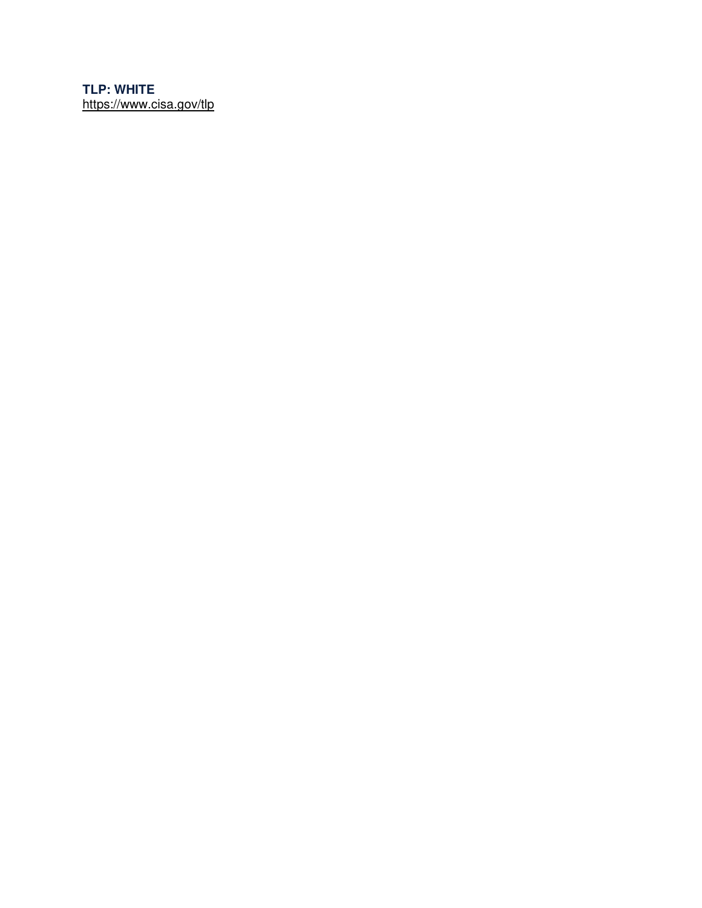**TLP: WHITE**

https://www.cisa.gov/tlp